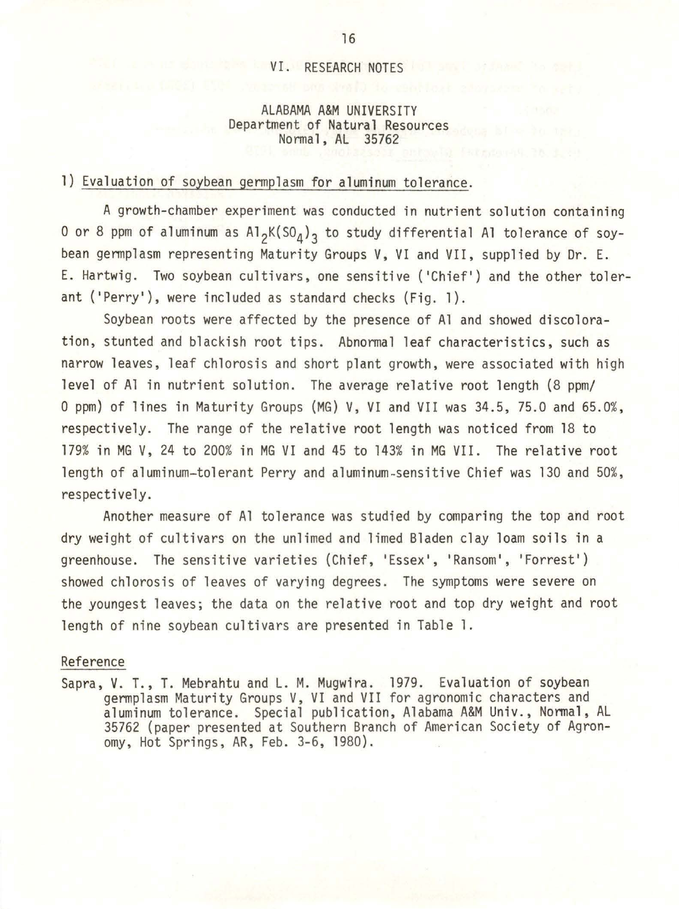## VI. RESEARCH NOTES

### ALABAMA A&M UNIVERSITY
Department of Natural Resources
Normal, AL 35762

1) Evaluation of soybean germplasm for aluminum tolerance.

A growth-chamber experiment was conducted in nutrient solution containing 0 or 8 ppm of aluminum as $Al_2K(SO_4)_3$ to study differential Al tolerance of soybean germplasm representing Maturity Groups V, VI and VII, supplied by Dr. E. E. Hartwig. Two soybean cultivars, one sensitive ('Chief') and the other tolerant ('Perry'), were included as standard checks (Fig. 1).

Soybean roots were affected by the presence of Al and showed discoloration, stunted and blackish root tips. Abnormal leaf characteristics, such as narrow leaves, leaf chlorosis and short plant growth, were associated with high level of Al in nutrient solution. The average relative root length (8 ppm/ 0 ppm) of lines in Maturity Groups (MG) V, VI and VII was 34.5, 75.0 and 65.0%, respectively. The range of the relative root length was noticed from 18 to 179% in MG V, 24 to 200% in MG VI and 45 to 143% in MG VII. The relative root length of aluminum-tolerant Perry and aluminum-sensitive Chief was 130 and 50%, respectively.

Another measure of Al tolerance was studied by comparing the top and root dry weight of cultivars on the unlimed and limed Bladen clay loam soils in a greenhouse. The sensitive varieties (Chief, 'Essex', 'Ransom', 'Forrest') showed chlorosis of leaves of varying degrees. The symptoms were severe on the youngest leaves; the data on the relative root and top dry weight and root length of nine soybean cultivars are presented in Table 1.

Reference

Sapra, V. T., T. Mebrahtu and L. M. Mugwira. 1979. Evaluation of soybean germplasm Maturity Groups V, VI and VII for agronomic characters and aluminum tolerance. Special publication, Alabama A&M Univ., Normal, AL 35762 (paper presented at Southern Branch of American Society of Agronomy, Hot Springs, AR, Feb. 3-6, 1980).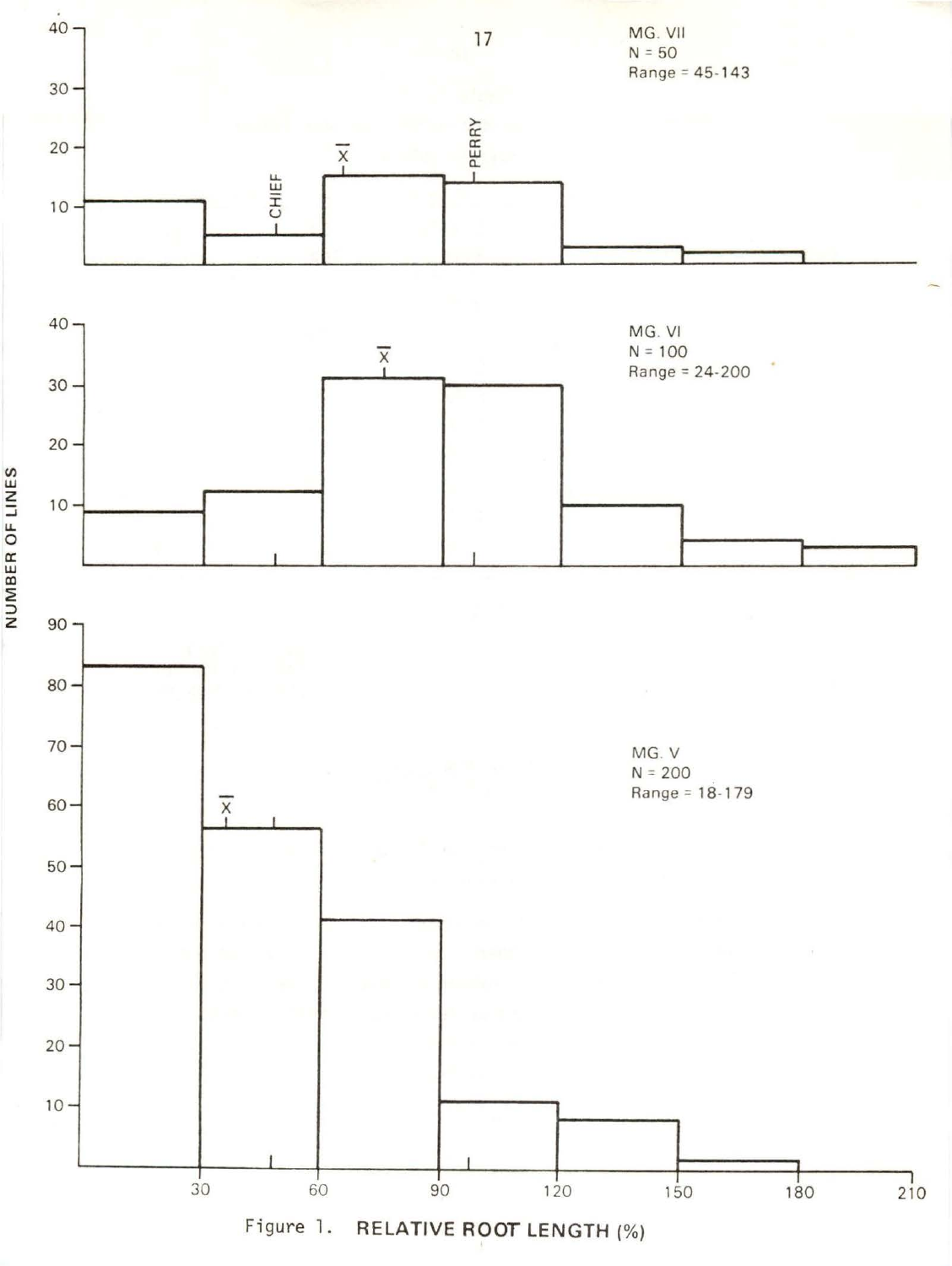MG. VII
N = 50
Range = 45-143

MG. VI
N = 100
Range = 24-200

MG. V
N = 200
Range = 18-179

NUMBER OF LINES

Figure 1. RELATIVE ROOT LENGTH (%)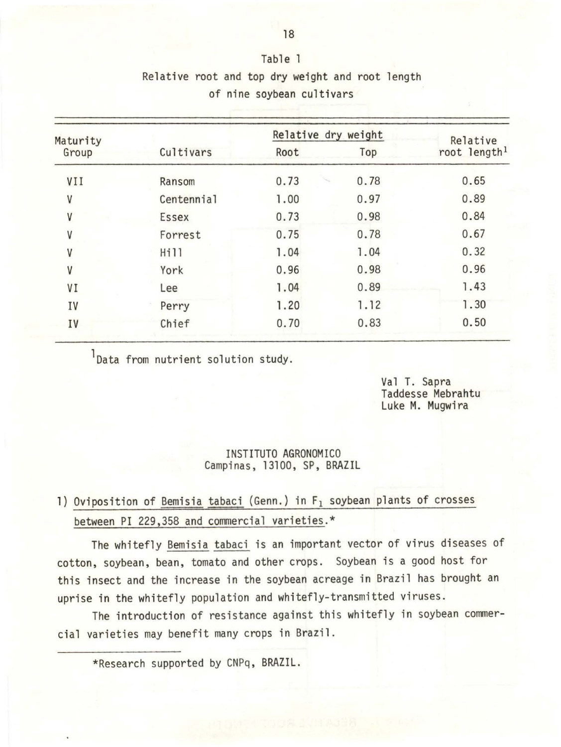Table 1

Relative root and top dry weight and root length of nine soybean cultivars

| Maturity Group | Cultivars | Relative dry weight | | Relative root length[1] |
|---|---|---|---|---|
| | | Root | Top | |
| VII | Ransom | 0.73 | 0.78 | 0.65 |
| V | Centennial | 1.00 | 0.97 | 0.89 |
| V | Essex | 0.73 | 0.98 | 0.84 |
| V | Forrest | 0.75 | 0.78 | 0.67 |
| V | Hill | 1.04 | 1.04 | 0.32 |
| V | York | 0.96 | 0.98 | 0.96 |
| VI | Lee | 1.04 | 0.89 | 1.43 |
| IV | Perry | 1.20 | 1.12 | 1.30 |
| IV | Chief | 0.70 | 0.83 | 0.50 |

[1]Data from nutrient solution study.

Val T. Sapra
Taddesse Mebrahtu
Luke M. Mugwira

## INSTITUTO AGRONOMICO
Campinas, 13100, SP, BRAZIL

### 1) Oviposition of *Bemisia tabaci* (Genn.) in $F_1$ soybean plants of crosses between PI 229,358 and commercial varieties.*

The whitefly *Bemisia tabaci* is an important vector of virus diseases of cotton, soybean, bean, tomato and other crops. Soybean is a good host for this insect and the increase in the soybean acreage in Brazil has brought an uprise in the whitefly population and whitefly-transmitted viruses.

The introduction of resistance against this whitefly in soybean commercial varieties may benefit many crops in Brazil.

*Research supported by CNPq, BRAZIL.